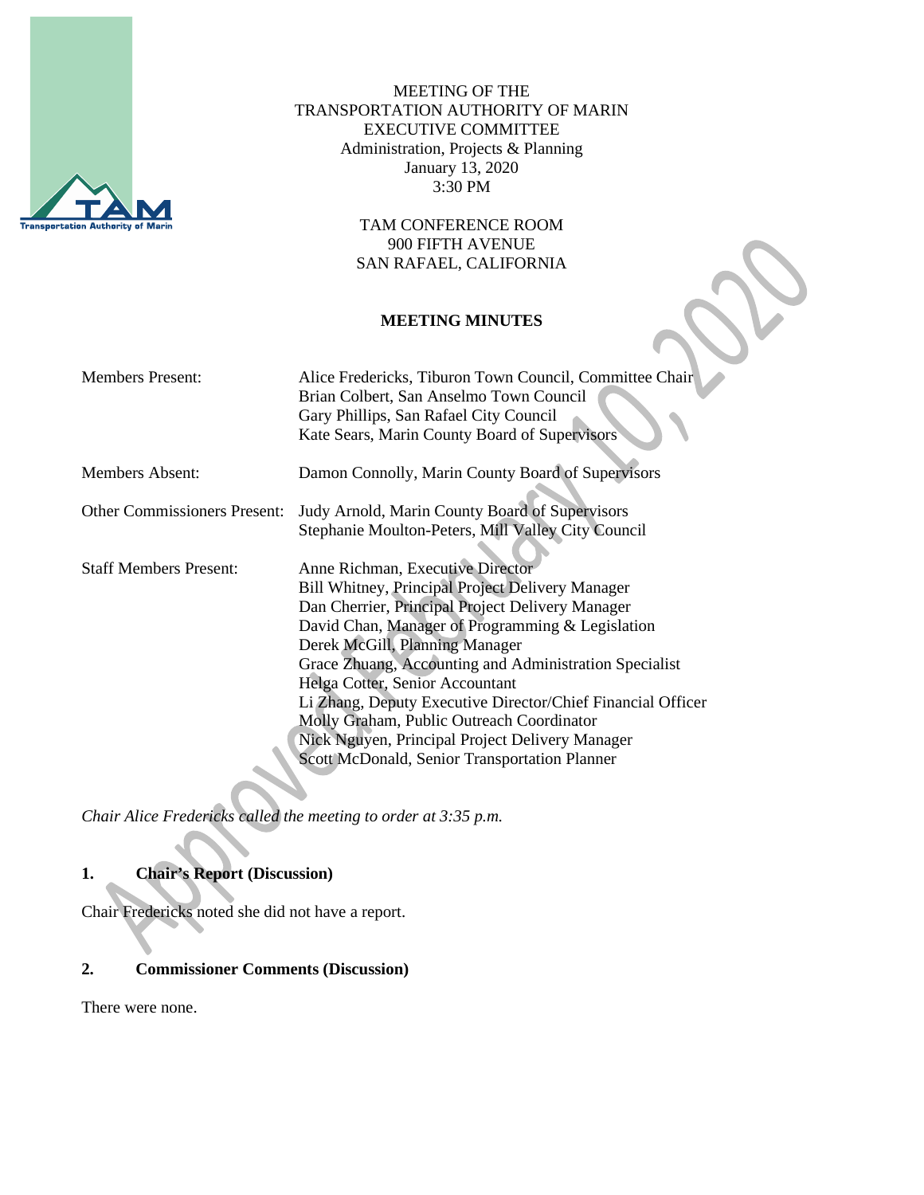MEETING OF THE
TRANSPORTATION AUTHORITY OF MARIN
EXECUTIVE COMMITTEE
Administration, Projects & Planning
January 13, 2020
3:30 PM

TAM CONFERENCE ROOM
900 FIFTH AVENUE
SAN RAFAEL, CALIFORNIA

Approved February 10, 2020

**MEETING MINUTES**

| | |
|---|---|
| Members Present: | Alice Fredericks, Tiburon Town Council, Committee Chair<br>Brian Colbert, San Anselmo Town Council<br>Gary Phillips, San Rafael City Council<br>Kate Sears, Marin County Board of Supervisors |
| Members Absent: | Damon Connolly, Marin County Board of Supervisors |
| Other Commissioners Present: | Judy Arnold, Marin County Board of Supervisors<br>Stephanie Moulton-Peters, Mill Valley City Council |
| Staff Members Present: | Anne Richman, Executive Director<br>Bill Whitney, Principal Project Delivery Manager<br>Dan Cherrier, Principal Project Delivery Manager<br>David Chan, Manager of Programming & Legislation<br>Derek McGill, Planning Manager<br>Grace Zhuang, Accounting and Administration Specialist<br>Helga Cotter, Senior Accountant<br>Li Zhang, Deputy Executive Director/Chief Financial Officer<br>Molly Graham, Public Outreach Coordinator<br>Nick Nguyen, Principal Project Delivery Manager<br>Scott McDonald, Senior Transportation Planner |

*Chair Alice Fredericks called the meeting to order at 3:35 p.m.*

## 1. Chair's Report (Discussion)

Chair Fredericks noted she did not have a report.

## 2. Commissioner Comments (Discussion)

There were none.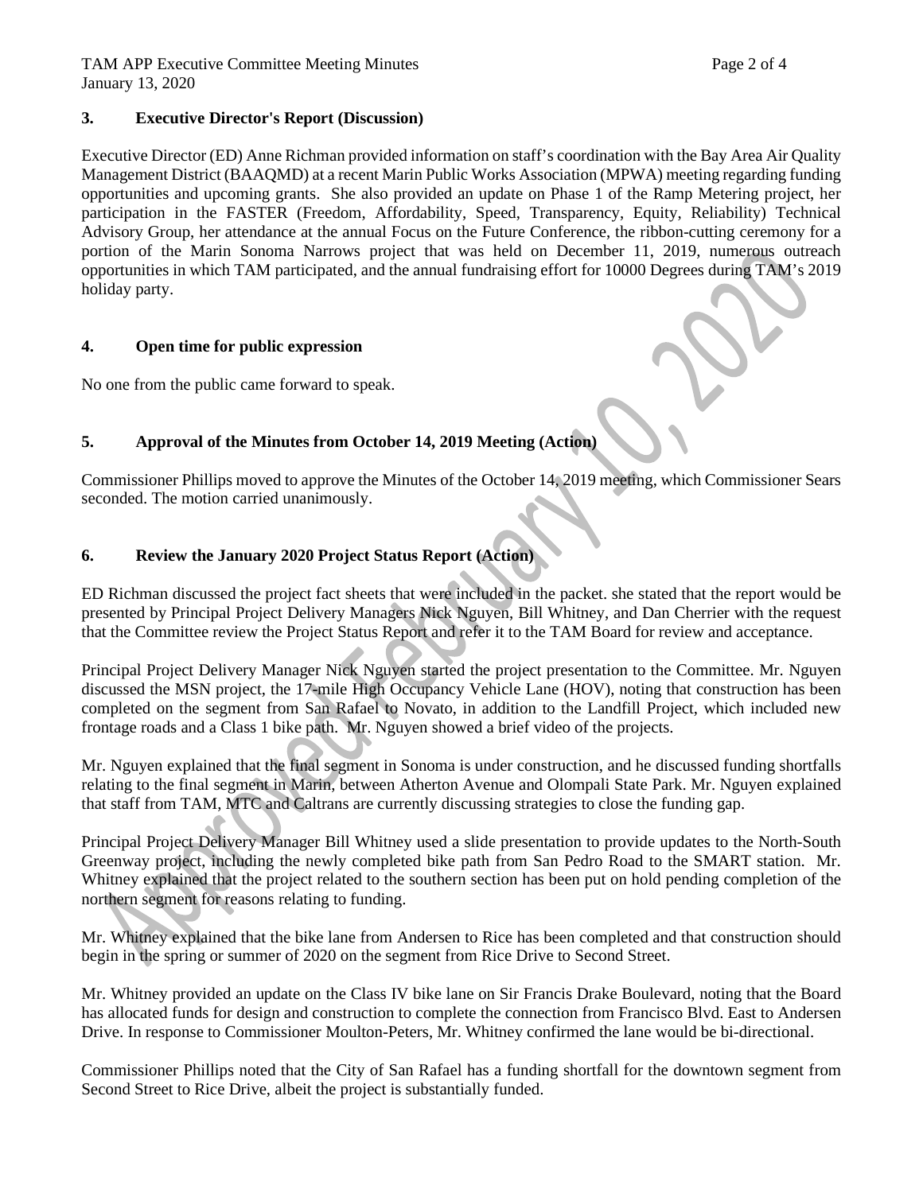## 3. Executive Director's Report (Discussion)

Executive Director (ED) Anne Richman provided information on staff's coordination with the Bay Area Air Quality Management District (BAAQMD) at a recent Marin Public Works Association (MPWA) meeting regarding funding opportunities and upcoming grants. She also provided an update on Phase 1 of the Ramp Metering project, her participation in the FASTER (Freedom, Affordability, Speed, Transparency, Equity, Reliability) Technical Advisory Group, her attendance at the annual Focus on the Future Conference, the ribbon-cutting ceremony for a portion of the Marin Sonoma Narrows project that was held on December 11, 2019, numerous outreach opportunities in which TAM participated, and the annual fundraising effort for 10000 Degrees during TAM's 2019 holiday party.

## 4. Open time for public expression

No one from the public came forward to speak.

## 5. Approval of the Minutes from October 14, 2019 Meeting (Action)

Commissioner Phillips moved to approve the Minutes of the October 14, 2019 meeting, which Commissioner Sears seconded. The motion carried unanimously.

## 6. Review the January 2020 Project Status Report (Action)

ED Richman discussed the project fact sheets that were included in the packet. she stated that the report would be presented by Principal Project Delivery Managers Nick Nguyen, Bill Whitney, and Dan Cherrier with the request that the Committee review the Project Status Report and refer it to the TAM Board for review and acceptance.

Principal Project Delivery Manager Nick Nguyen started the project presentation to the Committee. Mr. Nguyen discussed the MSN project, the 17-mile High Occupancy Vehicle Lane (HOV), noting that construction has been completed on the segment from San Rafael to Novato, in addition to the Landfill Project, which included new frontage roads and a Class 1 bike path. Mr. Nguyen showed a brief video of the projects.

Mr. Nguyen explained that the final segment in Sonoma is under construction, and he discussed funding shortfalls relating to the final segment in Marin, between Atherton Avenue and Olompali State Park. Mr. Nguyen explained that staff from TAM, MTC and Caltrans are currently discussing strategies to close the funding gap.

Principal Project Delivery Manager Bill Whitney used a slide presentation to provide updates to the North-South Greenway project, including the newly completed bike path from San Pedro Road to the SMART station. Mr. Whitney explained that the project related to the southern section has been put on hold pending completion of the northern segment for reasons relating to funding.

Mr. Whitney explained that the bike lane from Andersen to Rice has been completed and that construction should begin in the spring or summer of 2020 on the segment from Rice Drive to Second Street.

Mr. Whitney provided an update on the Class IV bike lane on Sir Francis Drake Boulevard, noting that the Board has allocated funds for design and construction to complete the connection from Francisco Blvd. East to Andersen Drive. In response to Commissioner Moulton-Peters, Mr. Whitney confirmed the lane would be bi-directional.

Commissioner Phillips noted that the City of San Rafael has a funding shortfall for the downtown segment from Second Street to Rice Drive, albeit the project is substantially funded.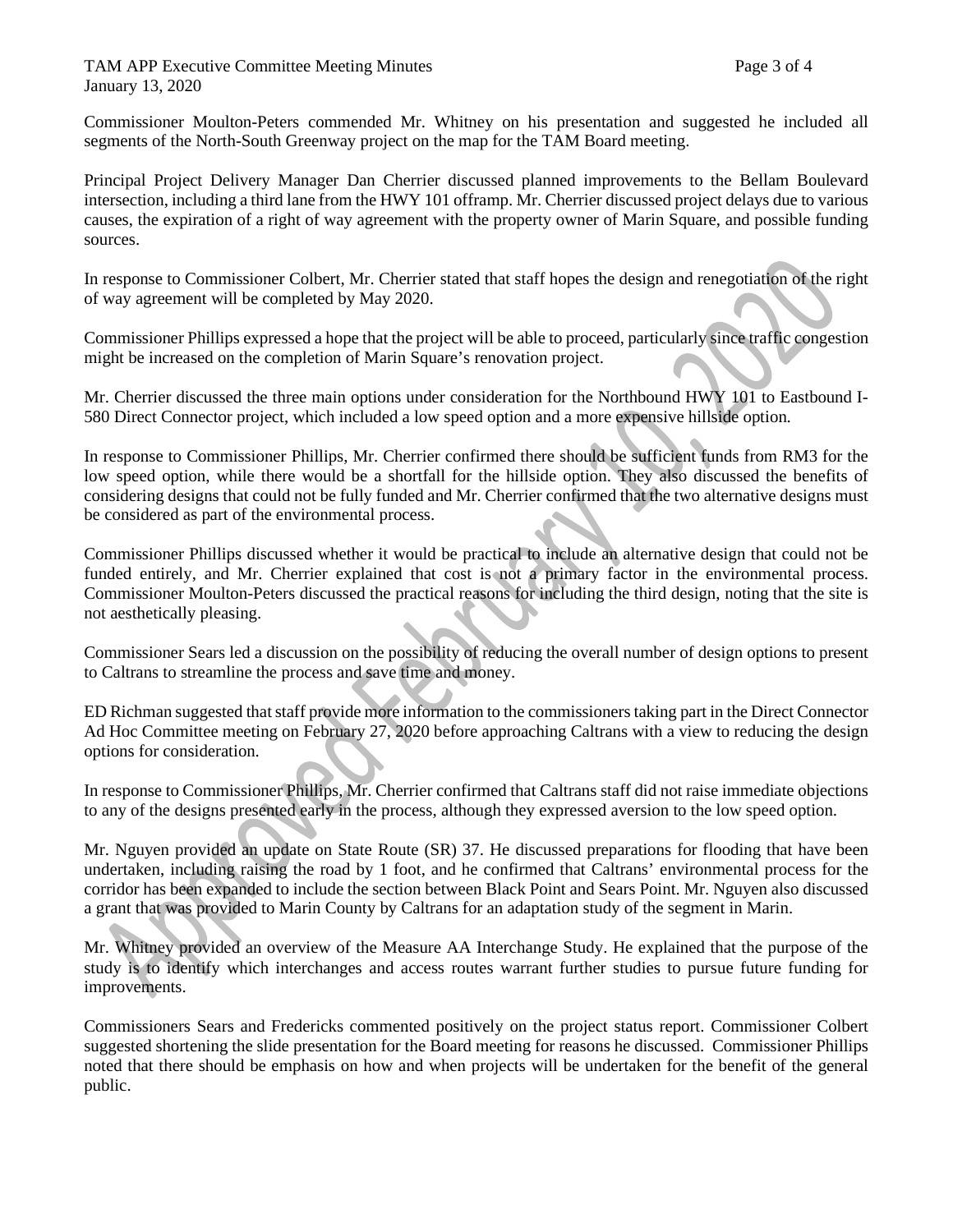Commissioner Moulton-Peters commended Mr. Whitney on his presentation and suggested he included all segments of the North-South Greenway project on the map for the TAM Board meeting.

Principal Project Delivery Manager Dan Cherrier discussed planned improvements to the Bellam Boulevard intersection, including a third lane from the HWY 101 offramp. Mr. Cherrier discussed project delays due to various causes, the expiration of a right of way agreement with the property owner of Marin Square, and possible funding sources.

In response to Commissioner Colbert, Mr. Cherrier stated that staff hopes the design and renegotiation of the right of way agreement will be completed by May 2020.

Commissioner Phillips expressed a hope that the project will be able to proceed, particularly since traffic congestion might be increased on the completion of Marin Square's renovation project.

Mr. Cherrier discussed the three main options under consideration for the Northbound HWY 101 to Eastbound I-580 Direct Connector project, which included a low speed option and a more expensive hillside option.

In response to Commissioner Phillips, Mr. Cherrier confirmed there should be sufficient funds from RM3 for the low speed option, while there would be a shortfall for the hillside option. They also discussed the benefits of considering designs that could not be fully funded and Mr. Cherrier confirmed that the two alternative designs must be considered as part of the environmental process.

Commissioner Phillips discussed whether it would be practical to include an alternative design that could not be funded entirely, and Mr. Cherrier explained that cost is not a primary factor in the environmental process. Commissioner Moulton-Peters discussed the practical reasons for including the third design, noting that the site is not aesthetically pleasing.

Commissioner Sears led a discussion on the possibility of reducing the overall number of design options to present to Caltrans to streamline the process and save time and money.

ED Richman suggested that staff provide more information to the commissioners taking part in the Direct Connector Ad Hoc Committee meeting on February 27, 2020 before approaching Caltrans with a view to reducing the design options for consideration.

In response to Commissioner Phillips, Mr. Cherrier confirmed that Caltrans staff did not raise immediate objections to any of the designs presented early in the process, although they expressed aversion to the low speed option.

Mr. Nguyen provided an update on State Route (SR) 37. He discussed preparations for flooding that have been undertaken, including raising the road by 1 foot, and he confirmed that Caltrans' environmental process for the corridor has been expanded to include the section between Black Point and Sears Point. Mr. Nguyen also discussed a grant that was provided to Marin County by Caltrans for an adaptation study of the segment in Marin.

Mr. Whitney provided an overview of the Measure AA Interchange Study. He explained that the purpose of the study is to identify which interchanges and access routes warrant further studies to pursue future funding for improvements.

Commissioners Sears and Fredericks commented positively on the project status report. Commissioner Colbert suggested shortening the slide presentation for the Board meeting for reasons he discussed. Commissioner Phillips noted that there should be emphasis on how and when projects will be undertaken for the benefit of the general public.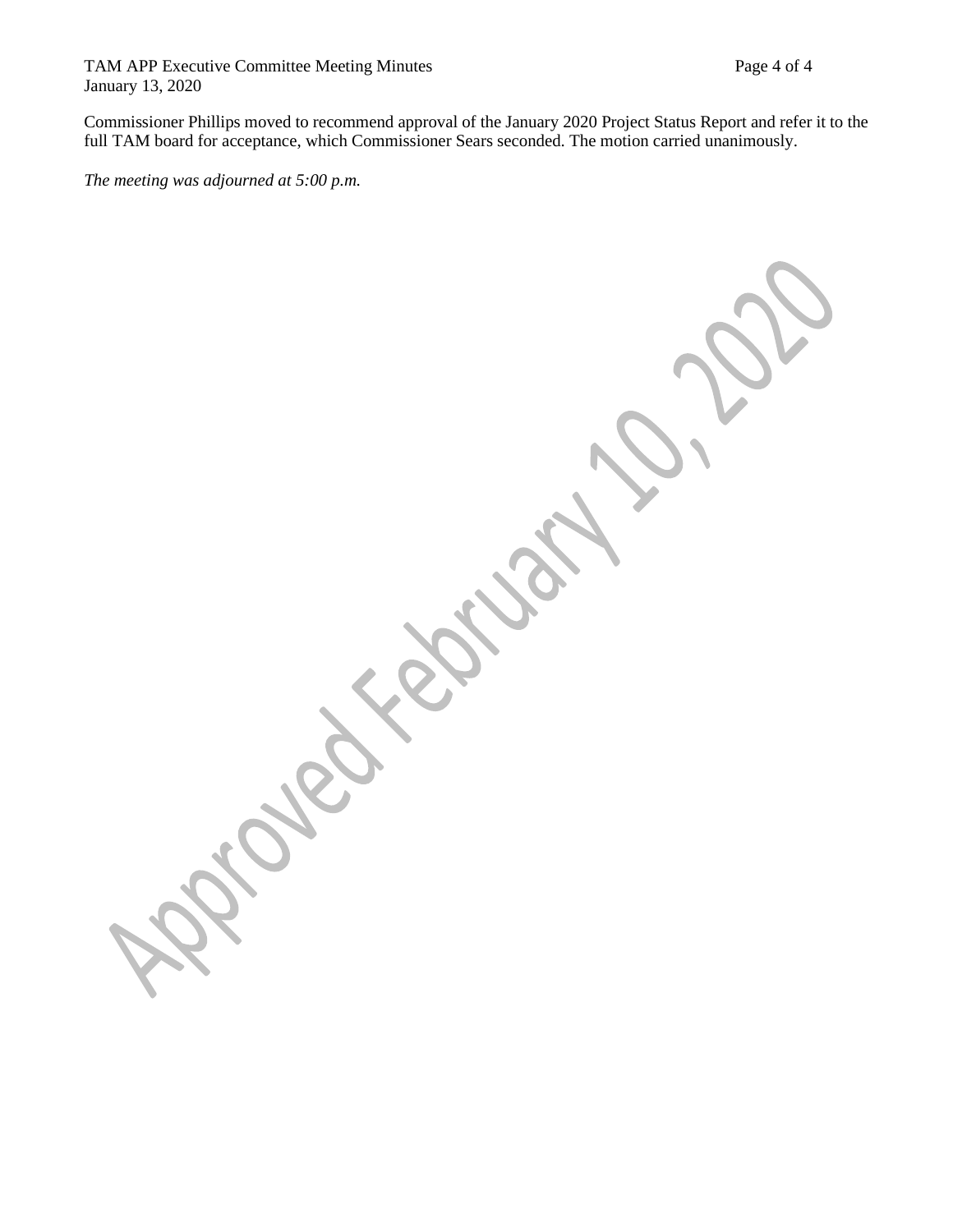Commissioner Phillips moved to recommend approval of the January 2020 Project Status Report and refer it to the full TAM board for acceptance, which Commissioner Sears seconded. The motion carried unanimously.

*The meeting was adjourned at 5:00 p.m.*

Approved February 10, 2020